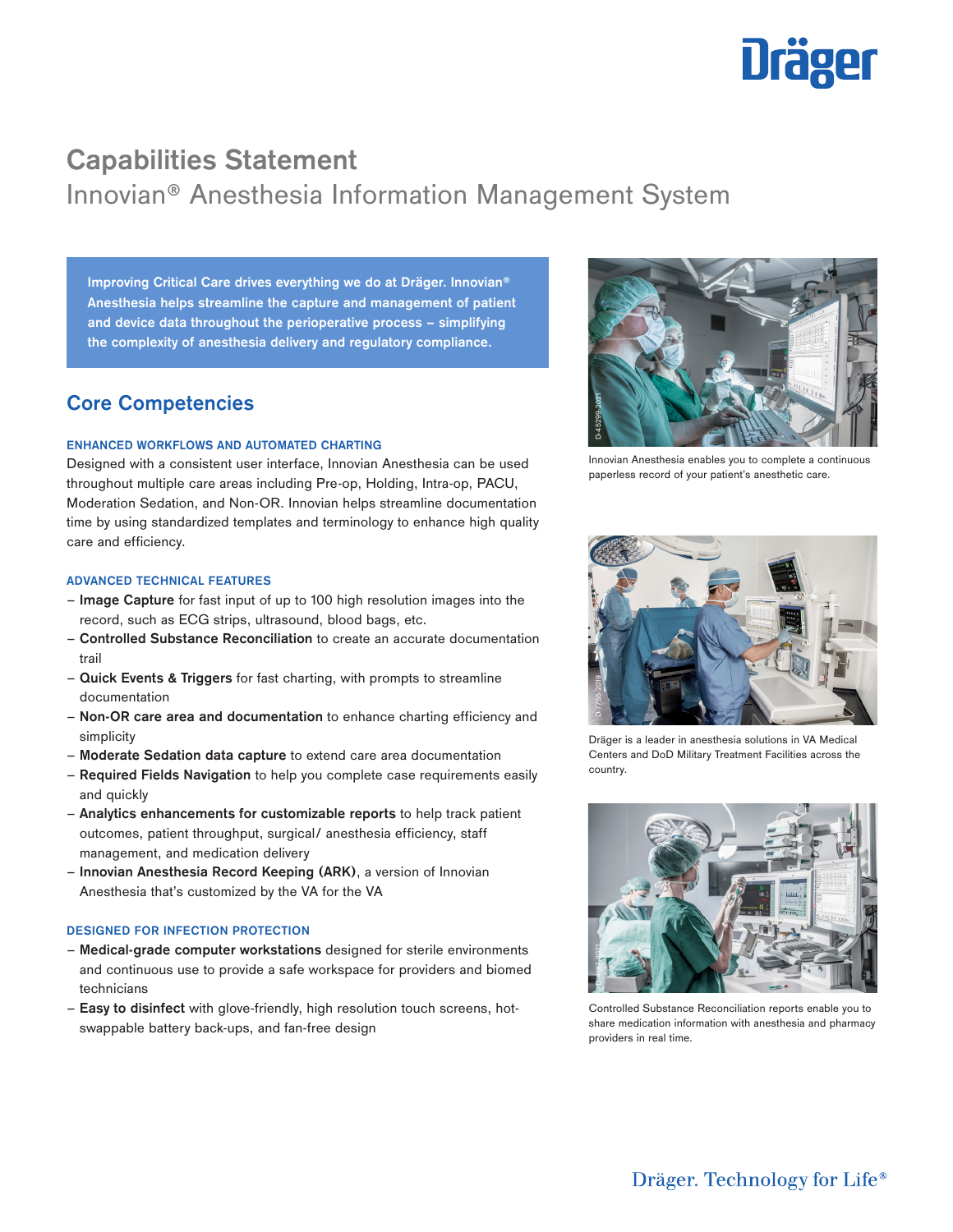# Capabilities Statement

## Innovian® Anesthesia Information Management System

**Improving Critical Care drives everything we do at Dräger. Innovian® Anesthesia helps streamline the capture and management of patient and device data throughout the perioperative process – simplifying the complexity of anesthesia delivery and regulatory compliance.**

## Core Competencies

### ENHANCED WORKFLOWS AND AUTOMATED CHARTING

Designed with a consistent user interface, Innovian Anesthesia can be used throughout multiple care areas including Pre-op, Holding, Intra-op, PACU, Moderation Sedation, and Non-OR. Innovian helps streamline documentation time by using standardized templates and terminology to enhance high quality care and efficiency.

### ADVANCED TECHNICAL FEATURES

- **Image Capture** for fast input of up to 100 high resolution images into the record, such as ECG strips, ultrasound, blood bags, etc.
- **Controlled Substance Reconciliation** to create an accurate documentation trail
- **Quick Events & Triggers** for fast charting, with prompts to streamline documentation
- **Non-OR care area and documentation** to enhance charting efficiency and simplicity
- **Moderate Sedation data capture** to extend care area documentation
- **Required Fields Navigation** to help you complete case requirements easily and quickly
- **Analytics enhancements for customizable reports** to help track patient outcomes, patient throughput, surgical/ anesthesia efficiency, staff management, and medication delivery
- **Innovian Anesthesia Record Keeping (ARK)**, a version of Innovian Anesthesia that's customized by the VA for the VA

### DESIGNED FOR INFECTION PROTECTION

- **Medical-grade computer workstations** designed for sterile environments and continuous use to provide a safe workspace for providers and biomed technicians
- **Easy to disinfect** with glove-friendly, high resolution touch screens, hot-swappable battery back-ups, and fan-free design

Innovian Anesthesia enables you to complete a continuous paperless record of your patient's anesthetic care.

Dräger is a leader in anesthesia solutions in VA Medical Centers and DoD Military Treatment Facilities across the country.

Controlled Substance Reconciliation reports enable you to share medication information with anesthesia and pharmacy providers in real time.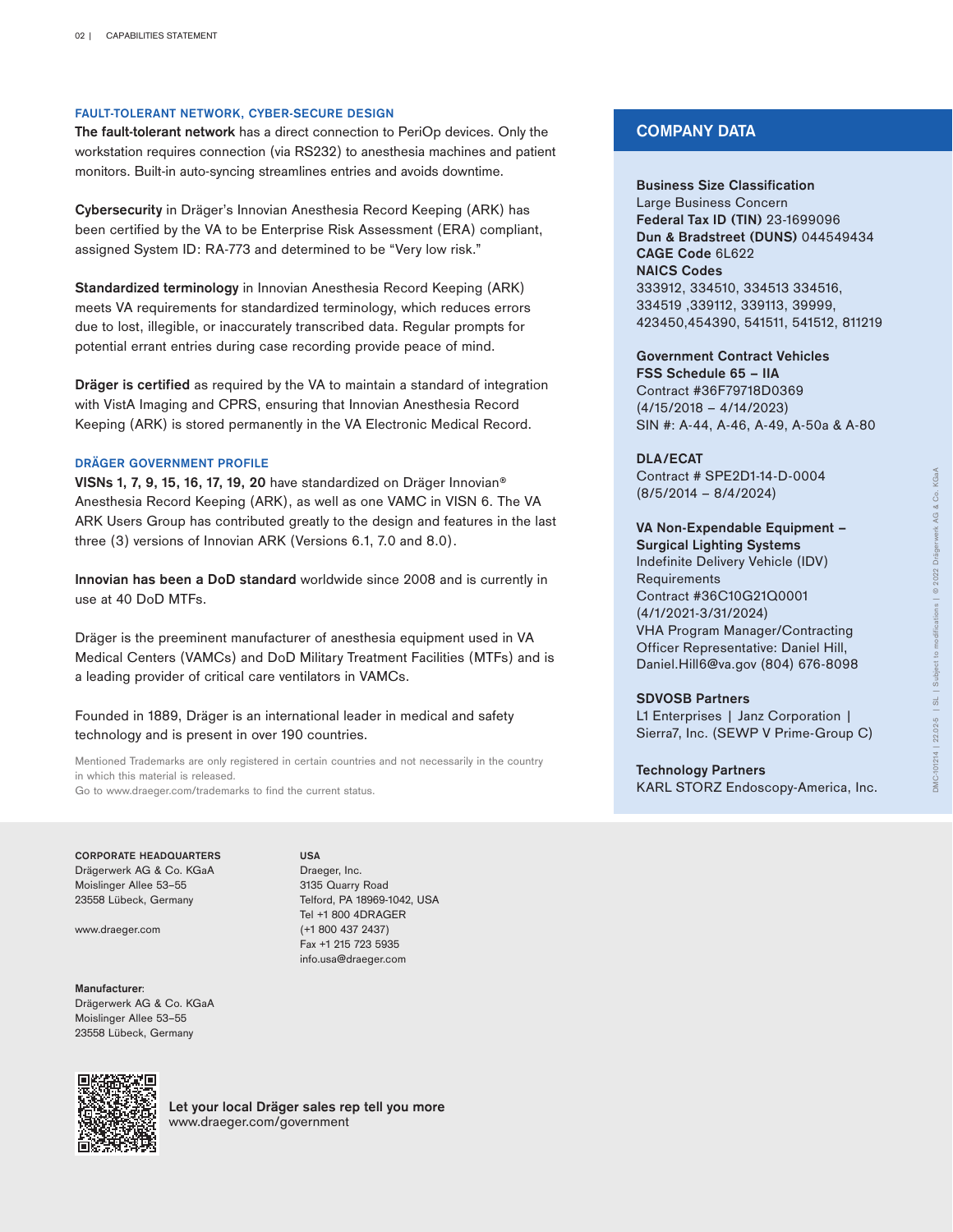### FAULT-TOLERANT NETWORK, CYBER-SECURE DESIGN

**The fault-tolerant network** has a direct connection to PeriOp devices. Only the workstation requires connection (via RS232) to anesthesia machines and patient monitors. Built-in auto-syncing streamlines entries and avoids downtime.

**Cybersecurity** in Dräger's Innovian Anesthesia Record Keeping (ARK) has been certified by the VA to be Enterprise Risk Assessment (ERA) compliant, assigned System ID: RA-773 and determined to be "Very low risk."

**Standardized terminology** in Innovian Anesthesia Record Keeping (ARK) meets VA requirements for standardized terminology, which reduces errors due to lost, illegible, or inaccurately transcribed data. Regular prompts for potential errant entries during case recording provide peace of mind.

**Dräger is certified** as required by the VA to maintain a standard of integration with VistA Imaging and CPRS, ensuring that Innovian Anesthesia Record Keeping (ARK) is stored permanently in the VA Electronic Medical Record.

### DRÄGER GOVERNMENT PROFILE

**VISNs 1, 7, 9, 15, 16, 17, 19, 20** have standardized on Dräger Innovian® Anesthesia Record Keeping (ARK), as well as one VAMC in VISN 6. The VA ARK Users Group has contributed greatly to the design and features in the last three (3) versions of Innovian ARK (Versions 6.1, 7.0 and 8.0).

**Innovian has been a DoD standard** worldwide since 2008 and is currently in use at 40 DoD MTFs.

Dräger is the preeminent manufacturer of anesthesia equipment used in VA Medical Centers (VAMCs) and DoD Military Treatment Facilities (MTFs) and is a leading provider of critical care ventilators in VAMCs.

Founded in 1889, Dräger is an international leader in medical and safety technology and is present in over 190 countries.

Mentioned Trademarks are only registered in certain countries and not necessarily in the country in which this material is released.
Go to www.draeger.com/trademarks to find the current status.

## COMPANY DATA

**Business Size Classification**
Large Business Concern
**Federal Tax ID (TIN)** 23-1699096
**Dun & Bradstreet (DUNS)** 044549434
**CAGE Code** 6L622
**NAICS Codes**
333912, 334510, 334513 334516, 334519 ,339112, 339113, 39999, 423450,454390, 541511, 541512, 811219

**Government Contract Vehicles**
**FSS Schedule 65 – IIA**
Contract #36F79718D0369
(4/15/2018 – 4/14/2023)
SIN #: A-44, A-46, A-49, A-50a & A-80

**DLA/ECAT**
Contract # SPE2D1-14-D-0004
(8/5/2014 – 8/4/2024)

**VA Non-Expendable Equipment – Surgical Lighting Systems**
Indefinite Delivery Vehicle (IDV) Requirements
Contract #36C10G21Q0001
(4/1/2021-3/31/2024)
VHA Program Manager/Contracting Officer Representative: Daniel Hill, Daniel.Hill6@va.gov (804) 676-8098

**SDVOSB Partners**
L1 Enterprises | Janz Corporation | Sierra7, Inc. (SEWP V Prime-Group C)

**Technology Partners**
KARL STORZ Endoscopy-America, Inc.

**CORPORATE HEADQUARTERS**
Drägerwerk AG & Co. KGaA
Moislinger Allee 53–55
23558 Lübeck, Germany

www.draeger.com

**USA**
Draeger, Inc.
3135 Quarry Road
Telford, PA 18969-1042, USA
Tel +1 800 4DRAGER
(+1 800 437 2437)
Fax +1 215 723 5935
info.usa@draeger.com

**Manufacturer**:
Drägerwerk AG & Co. KGaA
Moislinger Allee 53–55
23558 Lübeck, Germany

**Let your local Dräger sales rep tell you more**
www.draeger.com/government

DMC-101214 | 22.02-5 | SL | Subject to modifications | © 2022 Drägerwerk AG & Co. KGaA